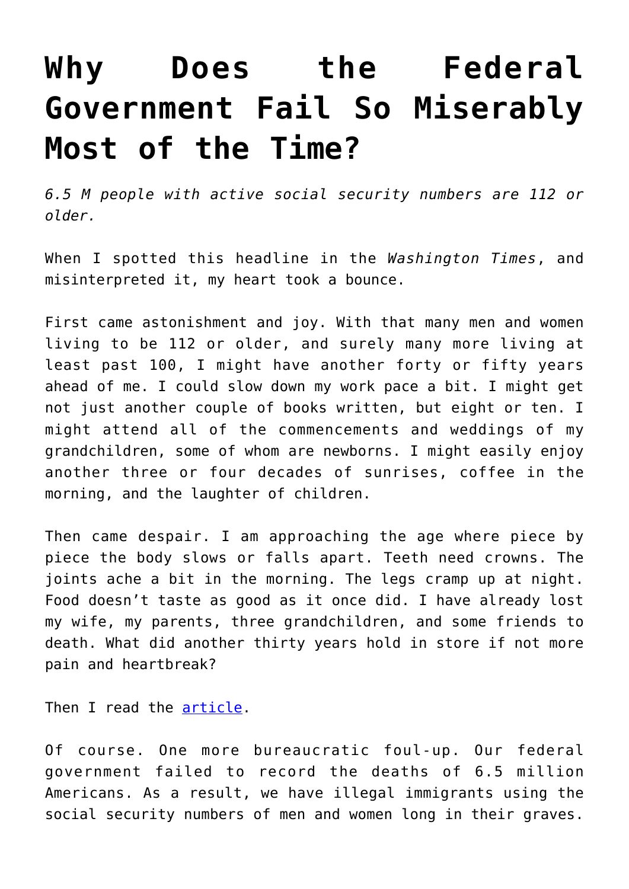# Why Does the Federal Government Fail So Miserably Most of the Time?

*6.5 M people with active social security numbers are 112 or older.*

When I spotted this headline in the *Washington Times*, and misinterpreted it, my heart took a bounce.

First came astonishment and joy. With that many men and women living to be 112 or older, and surely many more living at least past 100, I might have another forty or fifty years ahead of me. I could slow down my work pace a bit. I might get not just another couple of books written, but eight or ten. I might attend all of the commencements and weddings of my grandchildren, some of whom are newborns. I might easily enjoy another three or four decades of sunrises, coffee in the morning, and the laughter of children.

Then came despair. I am approaching the age where piece by piece the body slows or falls apart. Teeth need crowns. The joints ache a bit in the morning. The legs cramp up at night. Food doesn't taste as good as it once did. I have already lost my wife, my parents, three grandchildren, and some friends to death. What did another thirty years hold in store if not more pain and heartbreak?

Then I read the article.

Of course. One more bureaucratic foul-up. Our federal government failed to record the deaths of 6.5 million Americans. As a result, we have illegal immigrants using the social security numbers of men and women long in their graves.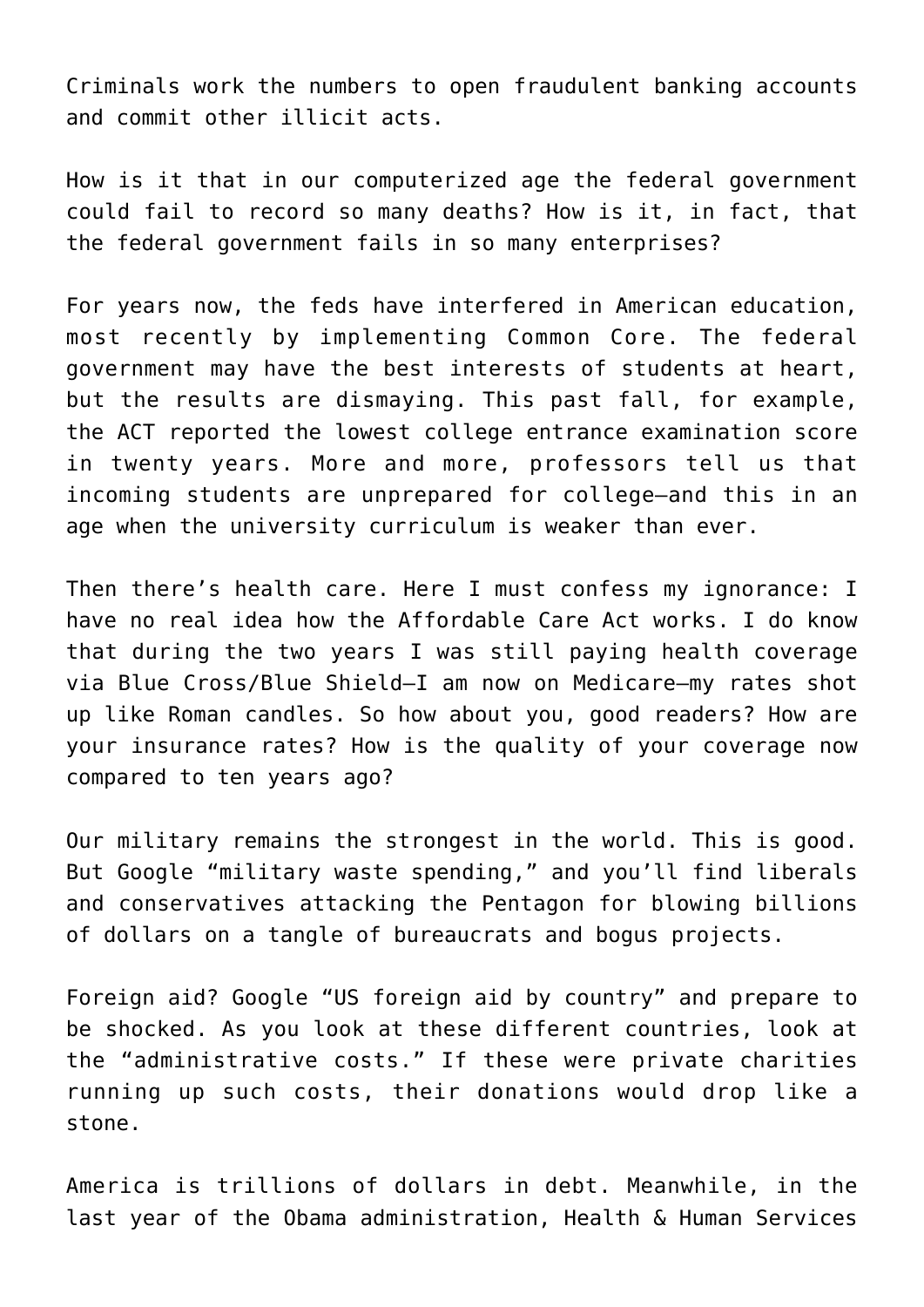Criminals work the numbers to open fraudulent banking accounts and commit other illicit acts.

How is it that in our computerized age the federal government could fail to record so many deaths? How is it, in fact, that the federal government fails in so many enterprises?

For years now, the feds have interfered in American education, most recently by implementing Common Core. The federal government may have the best interests of students at heart, but the results are dismaying. This past fall, for example, the ACT reported the lowest college entrance examination score in twenty years. More and more, professors tell us that incoming students are unprepared for college—and this in an age when the university curriculum is weaker than ever.

Then there's health care. Here I must confess my ignorance: I have no real idea how the Affordable Care Act works. I do know that during the two years I was still paying health coverage via Blue Cross/Blue Shield—I am now on Medicare—my rates shot up like Roman candles. So how about you, good readers? How are your insurance rates? How is the quality of your coverage now compared to ten years ago?

Our military remains the strongest in the world. This is good. But Google "military waste spending," and you'll find liberals and conservatives attacking the Pentagon for blowing billions of dollars on a tangle of bureaucrats and bogus projects.

Foreign aid? Google "US foreign aid by country" and prepare to be shocked. As you look at these different countries, look at the "administrative costs." If these were private charities running up such costs, their donations would drop like a stone.

America is trillions of dollars in debt. Meanwhile, in the last year of the Obama administration, Health & Human Services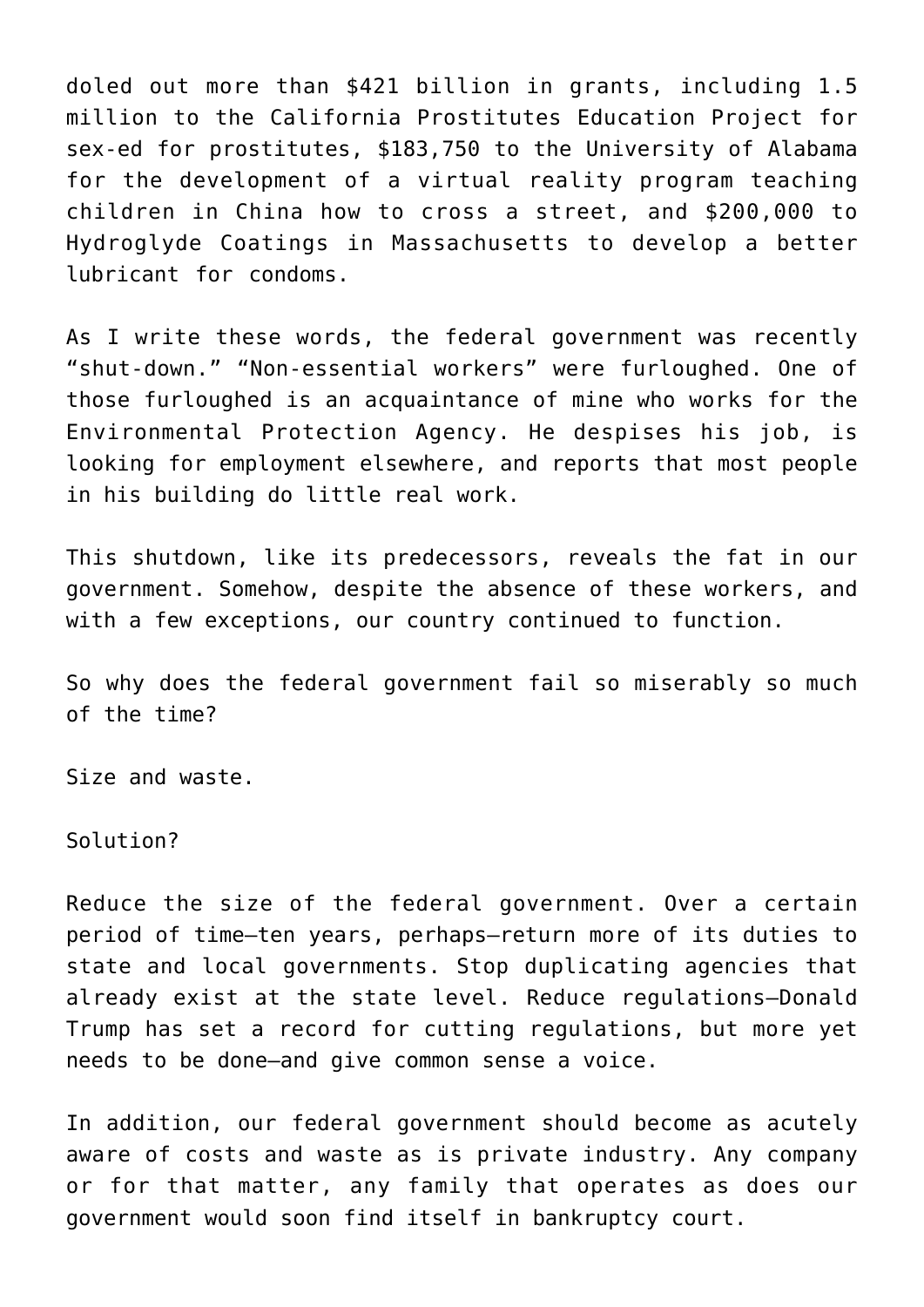doled out more than $421 billion in grants, including 1.5 million to the California Prostitutes Education Project for sex-ed for prostitutes, $183,750 to the University of Alabama for the development of a virtual reality program teaching children in China how to cross a street, and $200,000 to Hydroglyde Coatings in Massachusetts to develop a better lubricant for condoms.

As I write these words, the federal government was recently “shut-down.” “Non-essential workers” were furloughed. One of those furloughed is an acquaintance of mine who works for the Environmental Protection Agency. He despises his job, is looking for employment elsewhere, and reports that most people in his building do little real work.

This shutdown, like its predecessors, reveals the fat in our government. Somehow, despite the absence of these workers, and with a few exceptions, our country continued to function.

So why does the federal government fail so miserably so much of the time?

Size and waste.

Solution?

Reduce the size of the federal government. Over a certain period of time—ten years, perhaps—return more of its duties to state and local governments. Stop duplicating agencies that already exist at the state level. Reduce regulations—Donald Trump has set a record for cutting regulations, but more yet needs to be done—and give common sense a voice.

In addition, our federal government should become as acutely aware of costs and waste as is private industry. Any company or for that matter, any family that operates as does our government would soon find itself in bankruptcy court.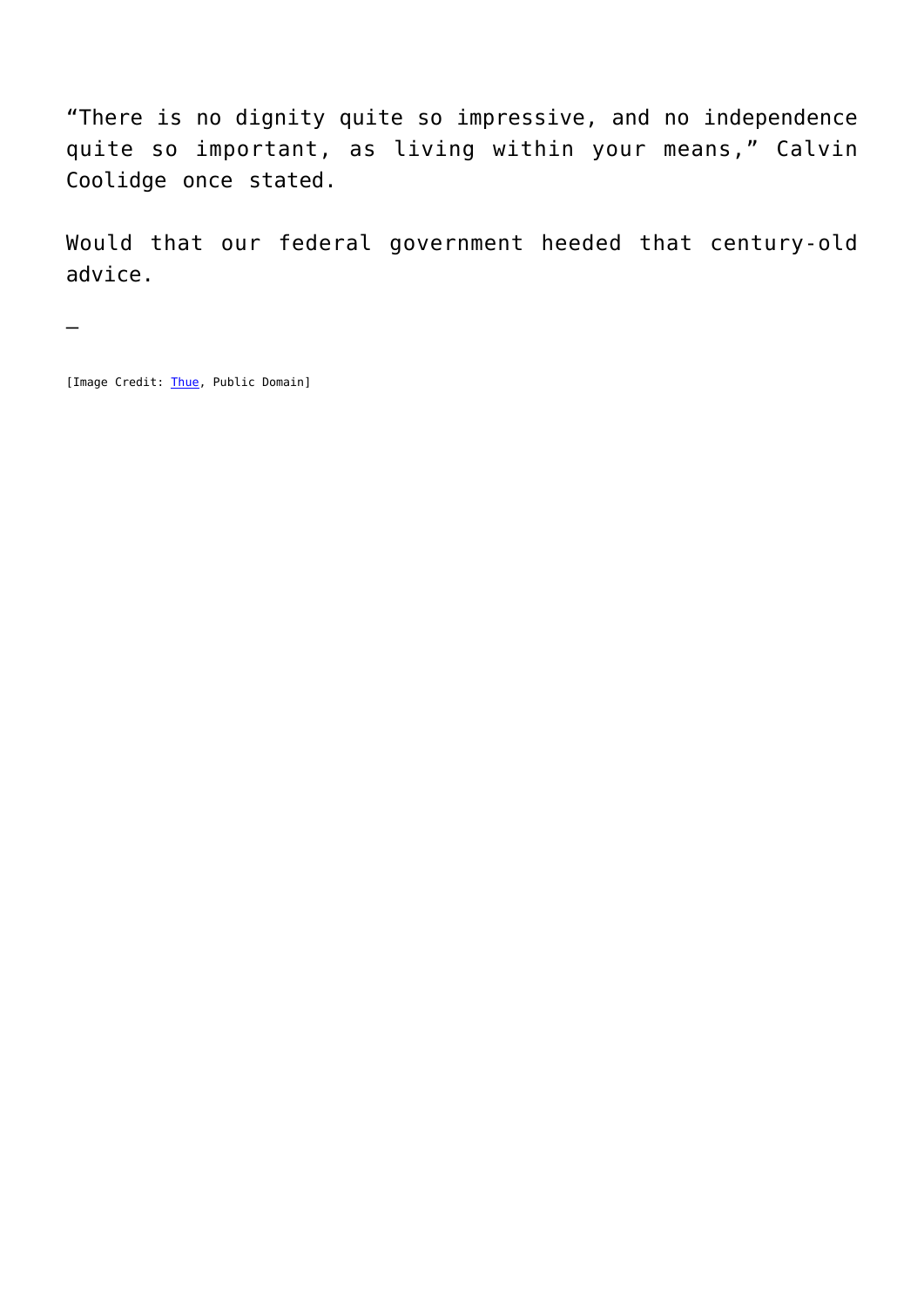“There is no dignity quite so impressive, and no independence quite so important, as living within your means,” Calvin Coolidge once stated.

Would that our federal government heeded that century-old advice.

—

[Image Credit: Thue, Public Domain]